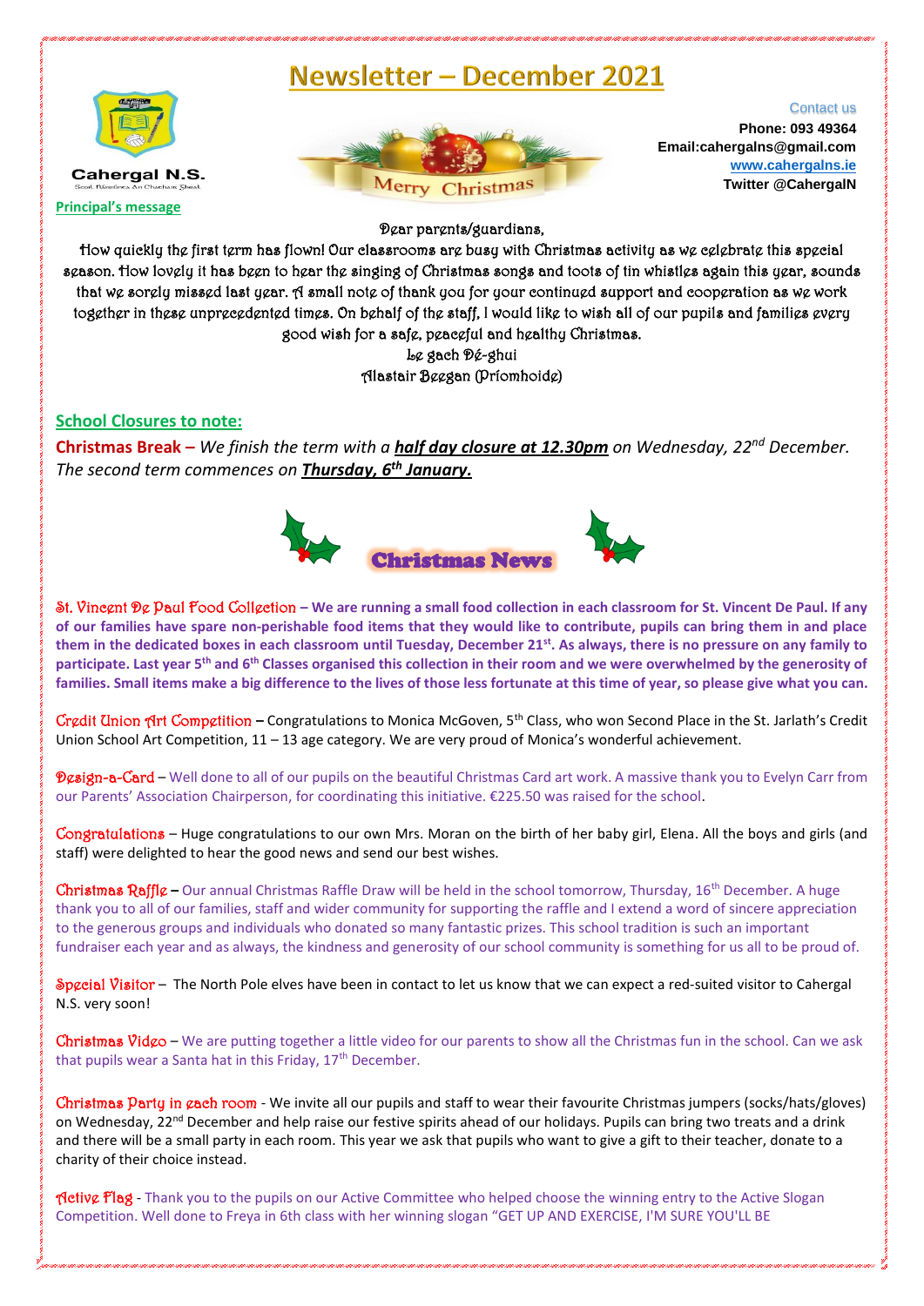# Newsletter – December 2021

Cahergal N.S.

Scoil Náisiúnta An Chathair Gheal

Contact us

**Phone: 093 49364**

**Email:cahergalns@gmail.com**

**www.cahergalns.ie**

**Twitter @CahergalN**

Merry Christmas

## Principal's message

Dear parents/guardians,

How quickly the first term has flown! Our classrooms are busy with Christmas activity as we celebrate this special season. How lovely it has been to hear the singing of Christmas songs and toots of tin whistles again this year, sounds that we sorely missed last year. A small note of thank you for your continued support and cooperation as we work together in these unprecedented times. On behalf of the staff, I would like to wish all of our pupils and families every good wish for a safe, peaceful and healthy Christmas.

Le gach Dé-ghui

Alastair Beegan (Príomhoide)

## School Closures to note:

**Christmas Break –** *We finish the term with a* ***half day closure at 12.30pm*** *on Wednesday, 22nd December. The second term commences on* ***Thursday, 6th January.***

## Christmas News

St. Vincent De Paul Food Collection – **We are running a small food collection in each classroom for St. Vincent De Paul. If any of our families have spare non-perishable food items that they would like to contribute, pupils can bring them in and place them in the dedicated boxes in each classroom until Tuesday, December 21st. As always, there is no pressure on any family to participate. Last year 5th and 6th Classes organised this collection in their room and we were overwhelmed by the generosity of families. Small items make a big difference to the lives of those less fortunate at this time of year, so please give what you can.**

Credit Union Art Competition – Congratulations to Monica McGoven, 5th Class, who won Second Place in the St. Jarlath's Credit Union School Art Competition, 11 – 13 age category. We are very proud of Monica's wonderful achievement.

Design-a-Card – Well done to all of our pupils on the beautiful Christmas Card art work. A massive thank you to Evelyn Carr from our Parents' Association Chairperson, for coordinating this initiative. €225.50 was raised for the school.

Congratulations – Huge congratulations to our own Mrs. Moran on the birth of her baby girl, Elena. All the boys and girls (and staff) were delighted to hear the good news and send our best wishes.

Christmas Raffle – Our annual Christmas Raffle Draw will be held in the school tomorrow, Thursday, 16th December. A huge thank you to all of our families, staff and wider community for supporting the raffle and I extend a word of sincere appreciation to the generous groups and individuals who donated so many fantastic prizes. This school tradition is such an important fundraiser each year and as always, the kindness and generosity of our school community is something for us all to be proud of.

Special Visitor – The North Pole elves have been in contact to let us know that we can expect a red-suited visitor to Cahergal N.S. very soon!

Christmas Video – We are putting together a little video for our parents to show all the Christmas fun in the school. Can we ask that pupils wear a Santa hat in this Friday, 17th December.

Christmas Party in each room - We invite all our pupils and staff to wear their favourite Christmas jumpers (socks/hats/gloves) on Wednesday, 22nd December and help raise our festive spirits ahead of our holidays. Pupils can bring two treats and a drink and there will be a small party in each room. This year we ask that pupils who want to give a gift to their teacher, donate to a charity of their choice instead.

Active Flag - Thank you to the pupils on our Active Committee who helped choose the winning entry to the Active Slogan Competition. Well done to Freya in 6th class with her winning slogan "GET UP AND EXERCISE, I'M SURE YOU'LL BE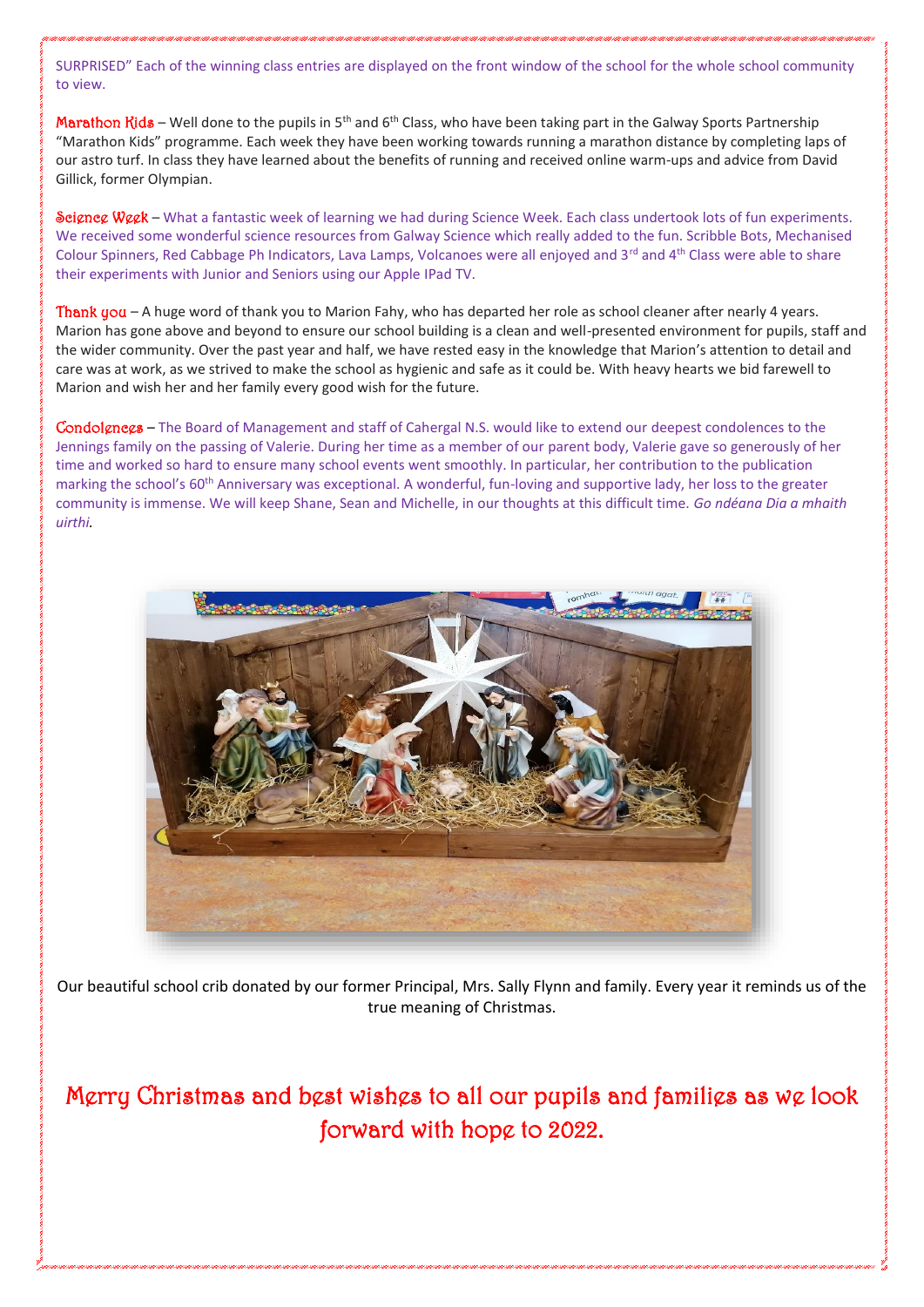SURPRISED" Each of the winning class entries are displayed on the front window of the school for the whole school community to view.

**Marathon Kids** – Well done to the pupils in 5th and 6th Class, who have been taking part in the Galway Sports Partnership "Marathon Kids" programme. Each week they have been working towards running a marathon distance by completing laps of our astro turf. In class they have learned about the benefits of running and received online warm-ups and advice from David Gillick, former Olympian.

**Science Week** – What a fantastic week of learning we had during Science Week. Each class undertook lots of fun experiments. We received some wonderful science resources from Galway Science which really added to the fun. Scribble Bots, Mechanised Colour Spinners, Red Cabbage Ph Indicators, Lava Lamps, Volcanoes were all enjoyed and 3rd and 4th Class were able to share their experiments with Junior and Seniors using our Apple IPad TV.

**Thank you** – A huge word of thank you to Marion Fahy, who has departed her role as school cleaner after nearly 4 years. Marion has gone above and beyond to ensure our school building is a clean and well-presented environment for pupils, staff and the wider community. Over the past year and half, we have rested easy in the knowledge that Marion's attention to detail and care was at work, as we strived to make the school as hygienic and safe as it could be. With heavy hearts we bid farewell to Marion and wish her and her family every good wish for the future.

**Condolences** – The Board of Management and staff of Cahergal N.S. would like to extend our deepest condolences to the Jennings family on the passing of Valerie. During her time as a member of our parent body, Valerie gave so generously of her time and worked so hard to ensure many school events went smoothly. In particular, her contribution to the publication marking the school's 60th Anniversary was exceptional. A wonderful, fun-loving and supportive lady, her loss to the greater community is immense. We will keep Shane, Sean and Michelle, in our thoughts at this difficult time. *Go ndéana Dia a mhaith uirthi.*

Our beautiful school crib donated by our former Principal, Mrs. Sally Flynn and family. Every year it reminds us of the true meaning of Christmas.

## Merry Christmas and best wishes to all our pupils and families as we look forward with hope to 2022.